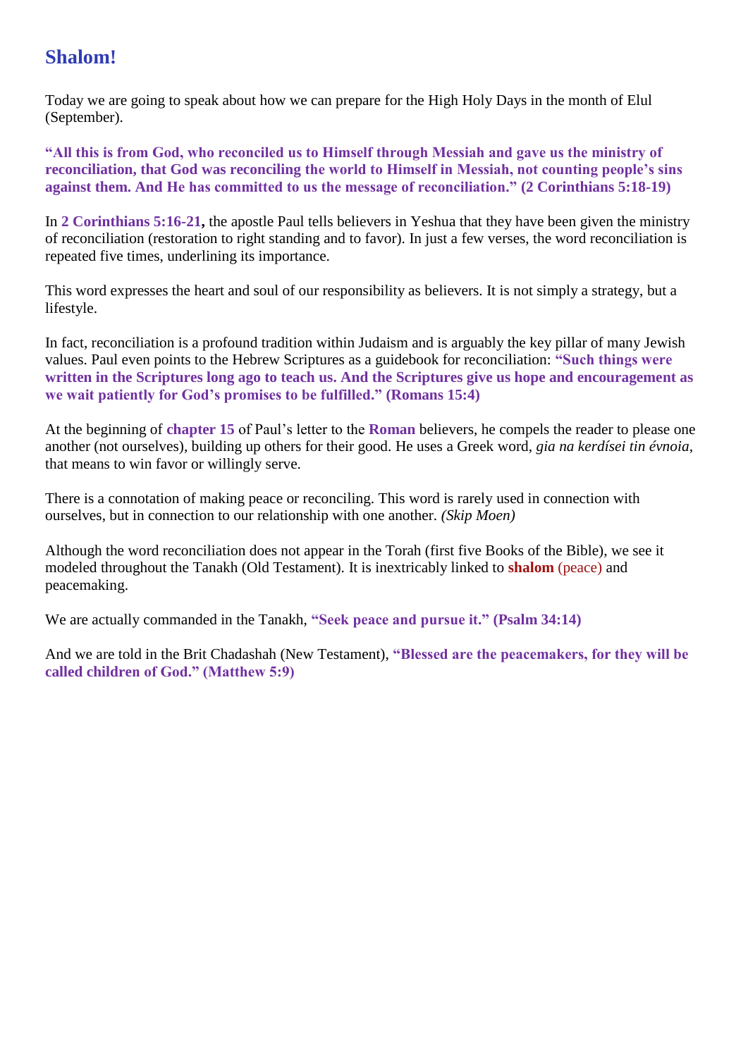# Shalom!

Today we are going to speak about how we can prepare for the High Holy Days in the month of Elul (September).

**"All this is from God, who reconciled us to Himself through Messiah and gave us the ministry of reconciliation, that God was reconciling the world to Himself in Messiah, not counting people's sins against them. And He has committed to us the message of reconciliation." (2 Corinthians 5:18-19)**

In **2 Corinthians 5:16-21,** the apostle Paul tells believers in Yeshua that they have been given the ministry of reconciliation (restoration to right standing and to favor). In just a few verses, the word reconciliation is repeated five times, underlining its importance.

This word expresses the heart and soul of our responsibility as believers. It is not simply a strategy, but a lifestyle.

In fact, reconciliation is a profound tradition within Judaism and is arguably the key pillar of many Jewish values. Paul even points to the Hebrew Scriptures as a guidebook for reconciliation: **"Such things were written in the Scriptures long ago to teach us. And the Scriptures give us hope and encouragement as we wait patiently for God's promises to be fulfilled." (Romans 15:4)**

At the beginning of **chapter 15** of Paul's letter to the **Roman** believers, he compels the reader to please one another (not ourselves), building up others for their good. He uses a Greek word, *gia na kerdísei tin évnoia*, that means to win favor or willingly serve.

There is a connotation of making peace or reconciling. This word is rarely used in connection with ourselves, but in connection to our relationship with one another. *(Skip Moen)*

Although the word reconciliation does not appear in the Torah (first five Books of the Bible), we see it modeled throughout the Tanakh (Old Testament). It is inextricably linked to **shalom** (peace) and peacemaking.

We are actually commanded in the Tanakh, **"Seek peace and pursue it." (Psalm 34:14)**

And we are told in the Brit Chadashah (New Testament), **"Blessed are the peacemakers, for they will be called children of God." (Matthew 5:9)**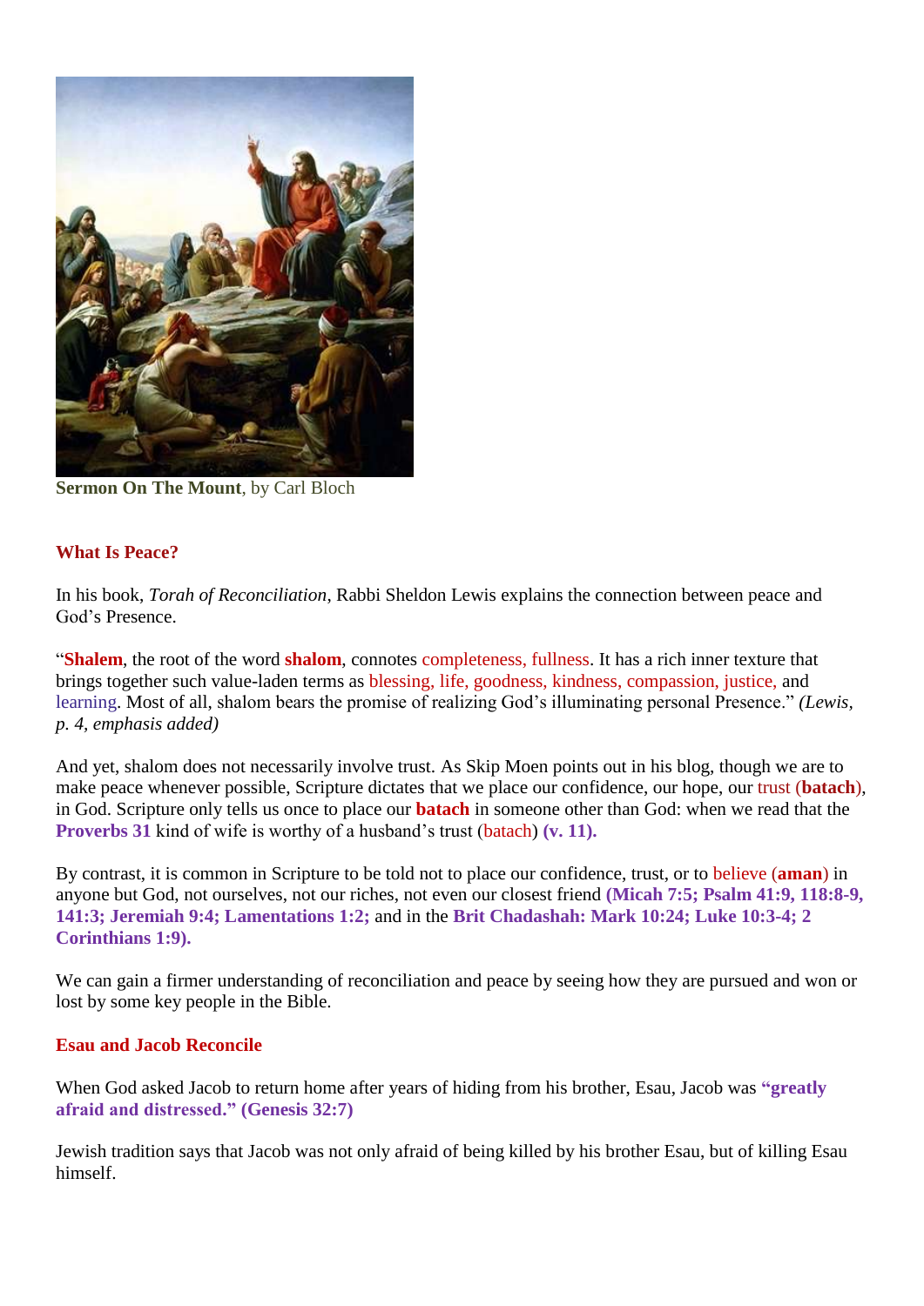**Sermon On The Mount**, by Carl Bloch

## What Is Peace?

In his book, *Torah of Reconciliation*, Rabbi Sheldon Lewis explains the connection between peace and God's Presence.

"**Shalem**, the root of the word **shalom**, connotes completeness, fullness. It has a rich inner texture that brings together such value-laden terms as blessing, life, goodness, kindness, compassion, justice, and learning. Most of all, shalom bears the promise of realizing God's illuminating personal Presence." *(Lewis, p. 4, emphasis added)*

And yet, shalom does not necessarily involve trust. As Skip Moen points out in his blog, though we are to make peace whenever possible, Scripture dictates that we place our confidence, our hope, our trust (**batach**), in God. Scripture only tells us once to place our **batach** in someone other than God: when we read that the **Proverbs 31** kind of wife is worthy of a husband's trust (batach) **(v. 11).**

By contrast, it is common in Scripture to be told not to place our confidence, trust, or to believe (**aman**) in anyone but God, not ourselves, not our riches, not even our closest friend **(Micah 7:5; Psalm 41:9, 118:8-9, 141:3; Jeremiah 9:4; Lamentations 1:2;** and in the **Brit Chadashah: Mark 10:24; Luke 10:3-4; 2 Corinthians 1:9).**

We can gain a firmer understanding of reconciliation and peace by seeing how they are pursued and won or lost by some key people in the Bible.

## Esau and Jacob Reconcile

When God asked Jacob to return home after years of hiding from his brother, Esau, Jacob was **"greatly afraid and distressed." (Genesis 32:7)**

Jewish tradition says that Jacob was not only afraid of being killed by his brother Esau, but of killing Esau himself.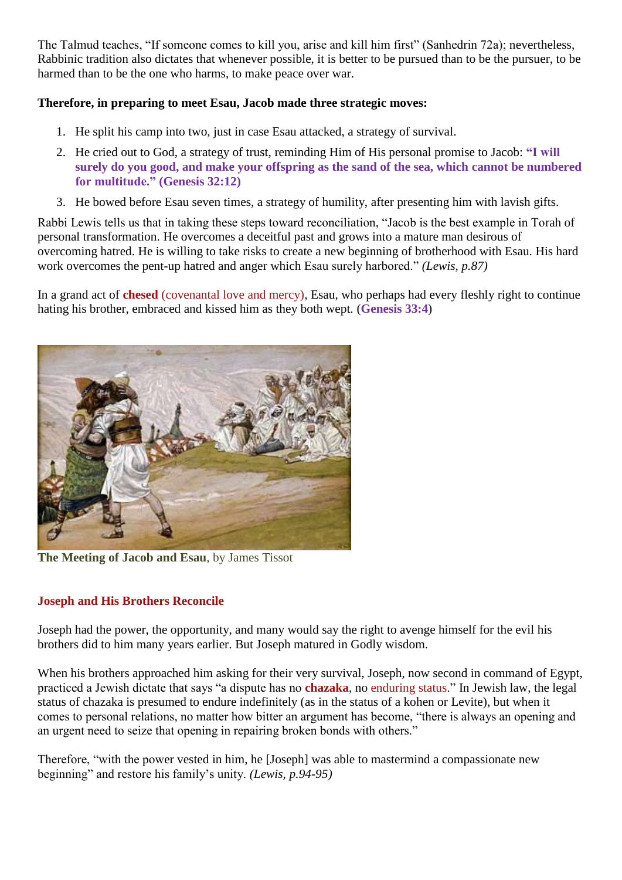The Talmud teaches, "If someone comes to kill you, arise and kill him first" (Sanhedrin 72a); nevertheless, Rabbinic tradition also dictates that whenever possible, it is better to be pursued than to be the pursuer, to be harmed than to be the one who harms, to make peace over war.

**Therefore, in preparing to meet Esau, Jacob made three strategic moves:**

1. He split his camp into two, just in case Esau attacked, a strategy of survival.
2. He cried out to God, a strategy of trust, reminding Him of His personal promise to Jacob: **"I will surely do you good, and make your offspring as the sand of the sea, which cannot be numbered for multitude." (Genesis 32:12)**
3. He bowed before Esau seven times, a strategy of humility, after presenting him with lavish gifts.

Rabbi Lewis tells us that in taking these steps toward reconciliation, "Jacob is the best example in Torah of personal transformation. He overcomes a deceitful past and grows into a mature man desirous of overcoming hatred. He is willing to take risks to create a new beginning of brotherhood with Esau. His hard work overcomes the pent-up hatred and anger which Esau surely harbored." *(Lewis, p.87)*

In a grand act of **chesed** (covenantal love and mercy), Esau, who perhaps had every fleshly right to continue hating his brother, embraced and kissed him as they both wept. (**Genesis 33:4**)

**The Meeting of Jacob and Esau**, by James Tissot

## Joseph and His Brothers Reconcile

Joseph had the power, the opportunity, and many would say the right to avenge himself for the evil his brothers did to him many years earlier. But Joseph matured in Godly wisdom.

When his brothers approached him asking for their very survival, Joseph, now second in command of Egypt, practiced a Jewish dictate that says "a dispute has no **chazaka**, no enduring status." In Jewish law, the legal status of chazaka is presumed to endure indefinitely (as in the status of a kohen or Levite), but when it comes to personal relations, no matter how bitter an argument has become, "there is always an opening and an urgent need to seize that opening in repairing broken bonds with others."

Therefore, "with the power vested in him, he [Joseph] was able to mastermind a compassionate new beginning" and restore his family's unity. *(Lewis, p.94-95)*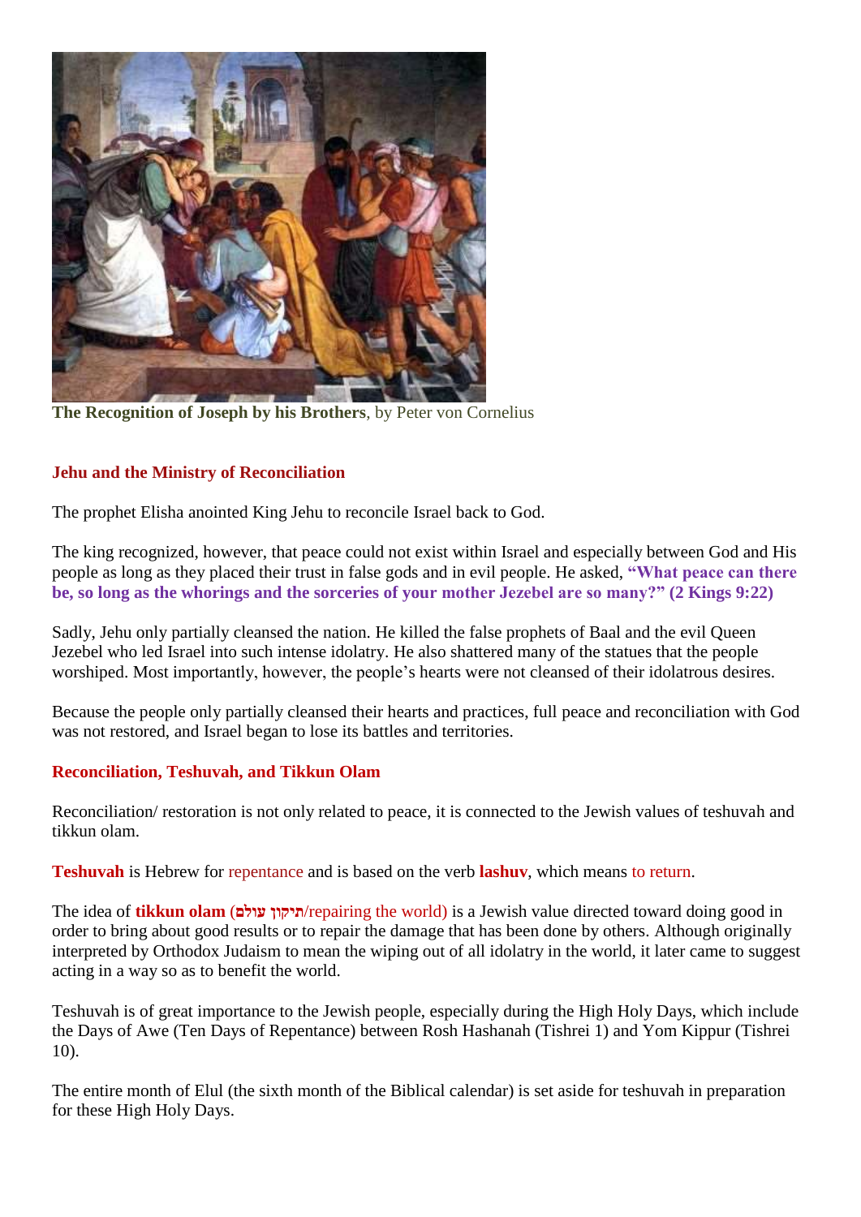**The Recognition of Joseph by his Brothers**, by Peter von Cornelius

## Jehu and the Ministry of Reconciliation

The prophet Elisha anointed King Jehu to reconcile Israel back to God.

The king recognized, however, that peace could not exist within Israel and especially between God and His people as long as they placed their trust in false gods and in evil people. He asked, **"What peace can there be, so long as the whorings and the sorceries of your mother Jezebel are so many?" (2 Kings 9:22)**

Sadly, Jehu only partially cleansed the nation. He killed the false prophets of Baal and the evil Queen Jezebel who led Israel into such intense idolatry. He also shattered many of the statues that the people worshiped. Most importantly, however, the people's hearts were not cleansed of their idolatrous desires.

Because the people only partially cleansed their hearts and practices, full peace and reconciliation with God was not restored, and Israel began to lose its battles and territories.

## Reconciliation, Teshuvah, and Tikkun Olam

Reconciliation/ restoration is not only related to peace, it is connected to the Jewish values of teshuvah and tikkun olam.

**Teshuvah** is Hebrew for repentance and is based on the verb **lashuv**, which means to return.

The idea of **tikkun olam** (**תיקון עולם**/repairing the world) is a Jewish value directed toward doing good in order to bring about good results or to repair the damage that has been done by others. Although originally interpreted by Orthodox Judaism to mean the wiping out of all idolatry in the world, it later came to suggest acting in a way so as to benefit the world.

Teshuvah is of great importance to the Jewish people, especially during the High Holy Days, which include the Days of Awe (Ten Days of Repentance) between Rosh Hashanah (Tishrei 1) and Yom Kippur (Tishrei 10).

The entire month of Elul (the sixth month of the Biblical calendar) is set aside for teshuvah in preparation for these High Holy Days.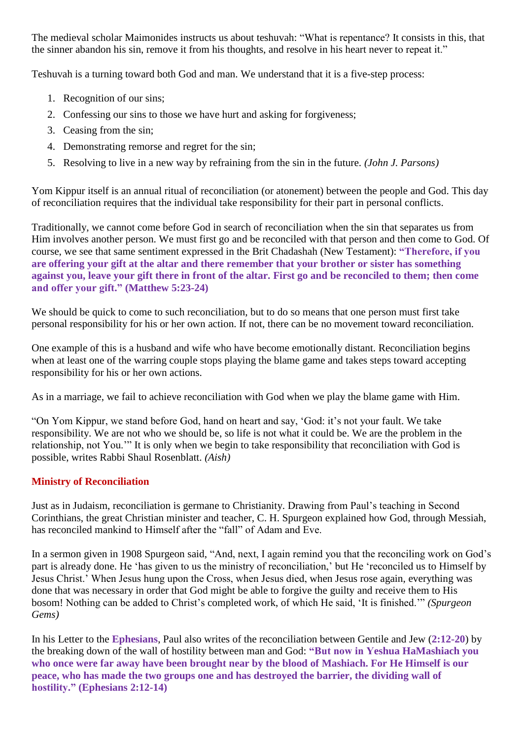The medieval scholar Maimonides instructs us about teshuvah: "What is repentance? It consists in this, that the sinner abandon his sin, remove it from his thoughts, and resolve in his heart never to repeat it."

Teshuvah is a turning toward both God and man. We understand that it is a five-step process:

1. Recognition of our sins;
2. Confessing our sins to those we have hurt and asking for forgiveness;
3. Ceasing from the sin;
4. Demonstrating remorse and regret for the sin;
5. Resolving to live in a new way by refraining from the sin in the future. *(John J. Parsons)*

Yom Kippur itself is an annual ritual of reconciliation (or atonement) between the people and God. This day of reconciliation requires that the individual take responsibility for their part in personal conflicts.

Traditionally, we cannot come before God in search of reconciliation when the sin that separates us from Him involves another person. We must first go and be reconciled with that person and then come to God. Of course, we see that same sentiment expressed in the Brit Chadashah (New Testament): **"Therefore, if you are offering your gift at the altar and there remember that your brother or sister has something against you, leave your gift there in front of the altar. First go and be reconciled to them; then come and offer your gift." (Matthew 5:23-24)**

We should be quick to come to such reconciliation, but to do so means that one person must first take personal responsibility for his or her own action. If not, there can be no movement toward reconciliation.

One example of this is a husband and wife who have become emotionally distant. Reconciliation begins when at least one of the warring couple stops playing the blame game and takes steps toward accepting responsibility for his or her own actions.

As in a marriage, we fail to achieve reconciliation with God when we play the blame game with Him.

"On Yom Kippur, we stand before God, hand on heart and say, 'God: it's not your fault. We take responsibility. We are not who we should be, so life is not what it could be. We are the problem in the relationship, not You.'" It is only when we begin to take responsibility that reconciliation with God is possible, writes Rabbi Shaul Rosenblatt. *(Aish)*

## Ministry of Reconciliation

Just as in Judaism, reconciliation is germane to Christianity. Drawing from Paul's teaching in Second Corinthians, the great Christian minister and teacher, C. H. Spurgeon explained how God, through Messiah, has reconciled mankind to Himself after the "fall" of Adam and Eve.

In a sermon given in 1908 Spurgeon said, "And, next, I again remind you that the reconciling work on God's part is already done. He 'has given to us the ministry of reconciliation,' but He 'reconciled us to Himself by Jesus Christ.' When Jesus hung upon the Cross, when Jesus died, when Jesus rose again, everything was done that was necessary in order that God might be able to forgive the guilty and receive them to His bosom! Nothing can be added to Christ's completed work, of which He said, 'It is finished.'" *(Spurgeon Gems)*

In his Letter to the **Ephesians**, Paul also writes of the reconciliation between Gentile and Jew (**2:12-20**) by the breaking down of the wall of hostility between man and God: **"But now in Yeshua HaMashiach you who once were far away have been brought near by the blood of Mashiach. For He Himself is our peace, who has made the two groups one and has destroyed the barrier, the dividing wall of hostility." (Ephesians 2:12-14)**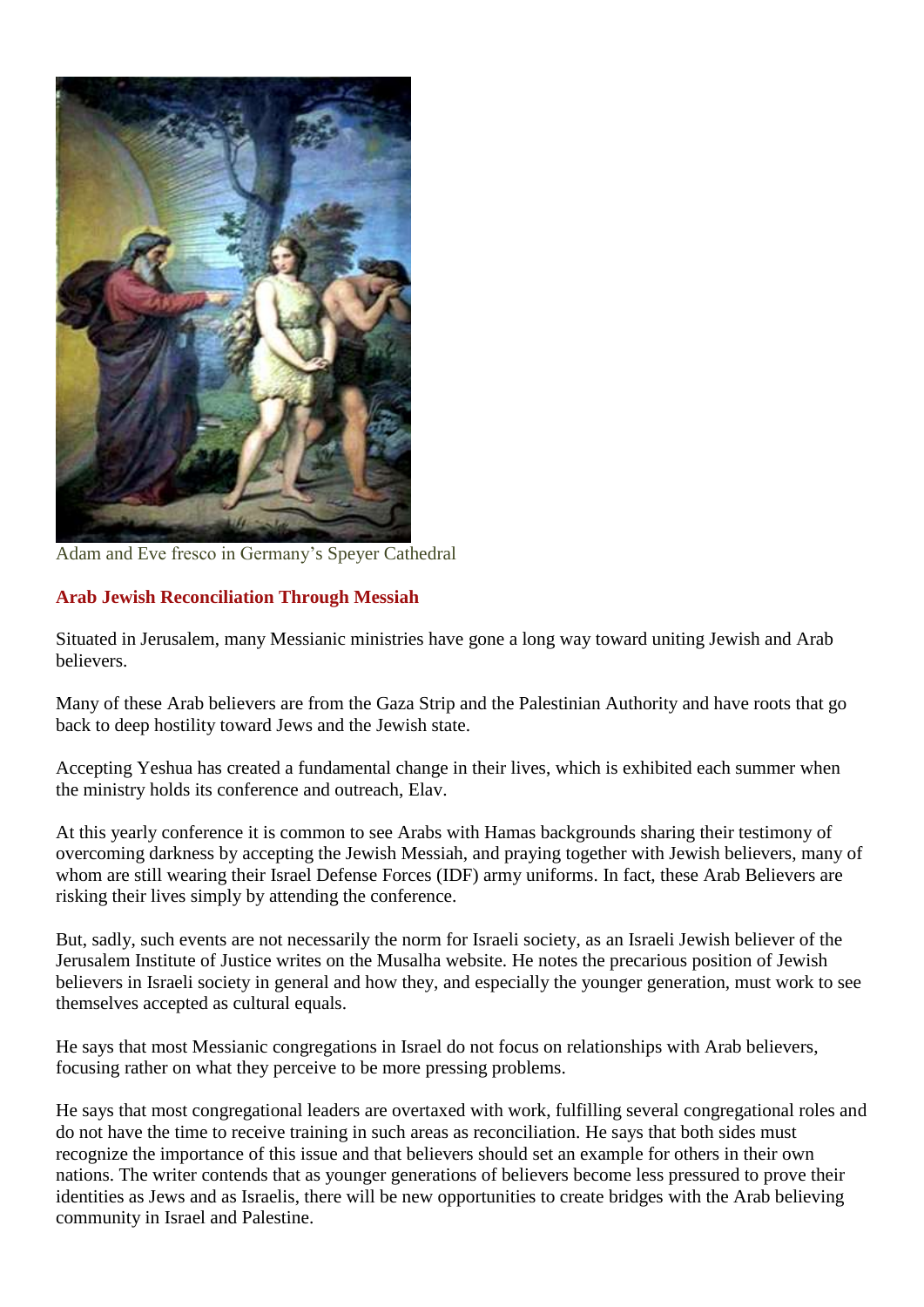Adam and Eve fresco in Germany's Speyer Cathedral

**Arab Jewish Reconciliation Through Messiah**

Situated in Jerusalem, many Messianic ministries have gone a long way toward uniting Jewish and Arab believers.

Many of these Arab believers are from the Gaza Strip and the Palestinian Authority and have roots that go back to deep hostility toward Jews and the Jewish state.

Accepting Yeshua has created a fundamental change in their lives, which is exhibited each summer when the ministry holds its conference and outreach, Elav.

At this yearly conference it is common to see Arabs with Hamas backgrounds sharing their testimony of overcoming darkness by accepting the Jewish Messiah, and praying together with Jewish believers, many of whom are still wearing their Israel Defense Forces (IDF) army uniforms. In fact, these Arab Believers are risking their lives simply by attending the conference.

But, sadly, such events are not necessarily the norm for Israeli society, as an Israeli Jewish believer of the Jerusalem Institute of Justice writes on the Musalha website. He notes the precarious position of Jewish believers in Israeli society in general and how they, and especially the younger generation, must work to see themselves accepted as cultural equals.

He says that most Messianic congregations in Israel do not focus on relationships with Arab believers, focusing rather on what they perceive to be more pressing problems.

He says that most congregational leaders are overtaxed with work, fulfilling several congregational roles and do not have the time to receive training in such areas as reconciliation. He says that both sides must recognize the importance of this issue and that believers should set an example for others in their own nations. The writer contends that as younger generations of believers become less pressured to prove their identities as Jews and as Israelis, there will be new opportunities to create bridges with the Arab believing community in Israel and Palestine.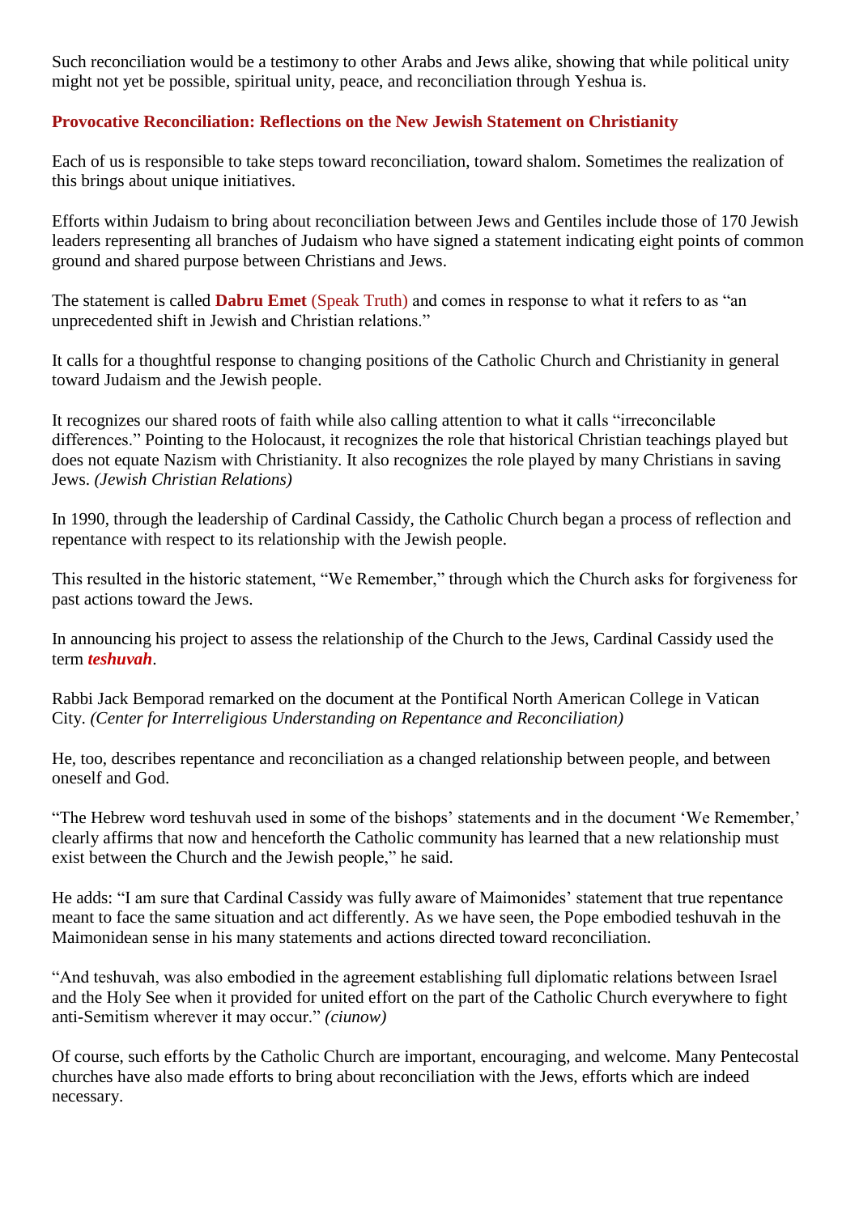Such reconciliation would be a testimony to other Arabs and Jews alike, showing that while political unity might not yet be possible, spiritual unity, peace, and reconciliation through Yeshua is.

## Provocative Reconciliation: Reflections on the New Jewish Statement on Christianity

Each of us is responsible to take steps toward reconciliation, toward shalom. Sometimes the realization of this brings about unique initiatives.

Efforts within Judaism to bring about reconciliation between Jews and Gentiles include those of 170 Jewish leaders representing all branches of Judaism who have signed a statement indicating eight points of common ground and shared purpose between Christians and Jews.

The statement is called **Dabru Emet** (Speak Truth) and comes in response to what it refers to as "an unprecedented shift in Jewish and Christian relations."

It calls for a thoughtful response to changing positions of the Catholic Church and Christianity in general toward Judaism and the Jewish people.

It recognizes our shared roots of faith while also calling attention to what it calls "irreconcilable differences." Pointing to the Holocaust, it recognizes the role that historical Christian teachings played but does not equate Nazism with Christianity. It also recognizes the role played by many Christians in saving Jews. *(Jewish Christian Relations)*

In 1990, through the leadership of Cardinal Cassidy, the Catholic Church began a process of reflection and repentance with respect to its relationship with the Jewish people.

This resulted in the historic statement, "We Remember," through which the Church asks for forgiveness for past actions toward the Jews.

In announcing his project to assess the relationship of the Church to the Jews, Cardinal Cassidy used the term ***teshuvah***.

Rabbi Jack Bemporad remarked on the document at the Pontifical North American College in Vatican City. *(Center for Interreligious Understanding on Repentance and Reconciliation)*

He, too, describes repentance and reconciliation as a changed relationship between people, and between oneself and God.

"The Hebrew word teshuvah used in some of the bishops' statements and in the document 'We Remember,' clearly affirms that now and henceforth the Catholic community has learned that a new relationship must exist between the Church and the Jewish people," he said.

He adds: "I am sure that Cardinal Cassidy was fully aware of Maimonides' statement that true repentance meant to face the same situation and act differently. As we have seen, the Pope embodied teshuvah in the Maimonidean sense in his many statements and actions directed toward reconciliation.

"And teshuvah, was also embodied in the agreement establishing full diplomatic relations between Israel and the Holy See when it provided for united effort on the part of the Catholic Church everywhere to fight anti-Semitism wherever it may occur." *(ciunow)*

Of course, such efforts by the Catholic Church are important, encouraging, and welcome. Many Pentecostal churches have also made efforts to bring about reconciliation with the Jews, efforts which are indeed necessary.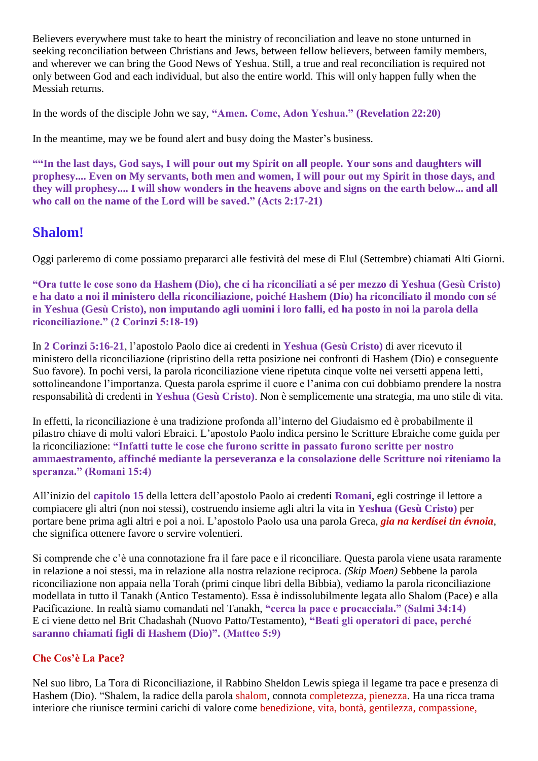Believers everywhere must take to heart the ministry of reconciliation and leave no stone unturned in seeking reconciliation between Christians and Jews, between fellow believers, between family members, and wherever we can bring the Good News of Yeshua. Still, a true and real reconciliation is required not only between God and each individual, but also the entire world. This will only happen fully when the Messiah returns.

In the words of the disciple John we say, **"Amen. Come, Adon Yeshua." (Revelation 22:20)**

In the meantime, may we be found alert and busy doing the Master's business.

**""In the last days, God says, I will pour out my Spirit on all people. Your sons and daughters will prophesy.... Even on My servants, both men and women, I will pour out my Spirit in those days, and they will prophesy.... I will show wonders in the heavens above and signs on the earth below... and all who call on the name of the Lord will be saved." (Acts 2:17-21)**

## Shalom!

Oggi parleremo di come possiamo prepararci alle festività del mese di Elul (Settembre) chiamati Alti Giorni.

**"Ora tutte le cose sono da Hashem (Dio), che ci ha riconciliati a sé per mezzo di Yeshua (Gesù Cristo) e ha dato a noi il ministero della riconciliazione, poiché Hashem (Dio) ha riconciliato il mondo con sé in Yeshua (Gesù Cristo), non imputando agli uomini i loro falli, ed ha posto in noi la parola della riconciliazione." (2 Corinzi 5:18-19)**

In **2 Corinzi 5:16-21**, l'apostolo Paolo dice ai credenti in **Yeshua (Gesù Cristo)** di aver ricevuto il ministero della riconciliazione (ripristino della retta posizione nei confronti di Hashem (Dio) e conseguente Suo favore). In pochi versi, la parola riconciliazione viene ripetuta cinque volte nei versetti appena letti, sottolineandone l'importanza. Questa parola esprime il cuore e l'anima con cui dobbiamo prendere la nostra responsabilità di credenti in **Yeshua (Gesù Cristo)**. Non è semplicemente una strategia, ma uno stile di vita.

In effetti, la riconciliazione è una tradizione profonda all'interno del Giudaismo ed è probabilmente il pilastro chiave di molti valori Ebraici. L'apostolo Paolo indica persino le Scritture Ebraiche come guida per la riconciliazione: **"Infatti tutte le cose che furono scritte in passato furono scritte per nostro ammaestramento, affinché mediante la perseveranza e la consolazione delle Scritture noi riteniamo la speranza." (Romani 15:4)**

All'inizio del **capitolo 15** della lettera dell'apostolo Paolo ai credenti **Romani**, egli costringe il lettore a compiacere gli altri (non noi stessi), costruendo insieme agli altri la vita in **Yeshua (Gesù Cristo)** per portare bene prima agli altri e poi a noi. L'apostolo Paolo usa una parola Greca, ***gia na kerdísei tin évnoia***, che significa ottenere favore o servire volentieri.

Si comprende che c'è una connotazione fra il fare pace e il riconciliare. Questa parola viene usata raramente in relazione a noi stessi, ma in relazione alla nostra relazione reciproca. *(Skip Moen)* Sebbene la parola riconciliazione non appaia nella Torah (primi cinque libri della Bibbia), vediamo la parola riconciliazione modellata in tutto il Tanakh (Antico Testamento). Essa è indissolubilmente legata allo Shalom (Pace) e alla Pacificazione. In realtà siamo comandati nel Tanakh, **"cerca la pace e procacciala." (Salmi 34:14)**
E ci viene detto nel Brit Chadashah (Nuovo Patto/Testamento), **"Beati gli operatori di pace, perché saranno chiamati figli di Hashem (Dio)". (Matteo 5:9)**

### Che Cos'è La Pace?

Nel suo libro, La Tora di Riconciliazione, il Rabbino Sheldon Lewis spiega il legame tra pace e presenza di Hashem (Dio). "Shalem, la radice della parola shalom, connota completezza, pienezza. Ha una ricca trama interiore che riunisce termini carichi di valore come benedizione, vita, bontà, gentilezza, compassione,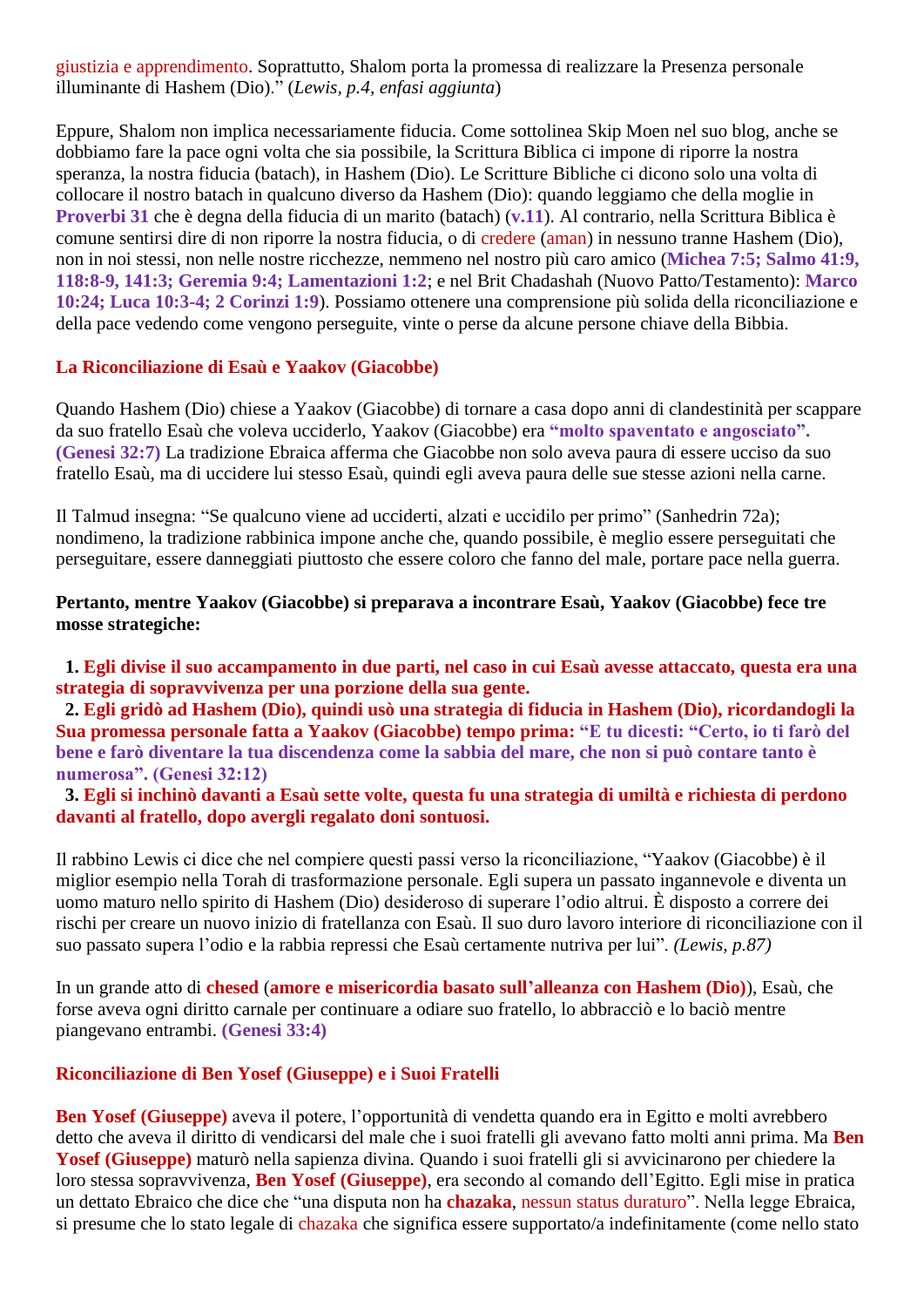giustizia e apprendimento. Soprattutto, Shalom porta la promessa di realizzare la Presenza personale illuminante di Hashem (Dio)." (*Lewis, p.4, enfasi aggiunta*)

Eppure, Shalom non implica necessariamente fiducia. Come sottolinea Skip Moen nel suo blog, anche se dobbiamo fare la pace ogni volta che sia possibile, la Scrittura Biblica ci impone di riporre la nostra speranza, la nostra fiducia (batach), in Hashem (Dio). Le Scritture Bibliche ci dicono solo una volta di collocare il nostro batach in qualcuno diverso da Hashem (Dio): quando leggiamo che della moglie in **Proverbi 31** che è degna della fiducia di un marito (batach) (**v.11**). Al contrario, nella Scrittura Biblica è comune sentirsi dire di non riporre la nostra fiducia, o di credere (aman) in nessuno tranne Hashem (Dio), non in noi stessi, non nelle nostre ricchezze, nemmeno nel nostro più caro amico (**Michea 7:5; Salmo 41:9, 118:8-9, 141:3; Geremia 9:4; Lamentazioni 1:2**; e nel Brit Chadashah (Nuovo Patto/Testamento): **Marco 10:24; Luca 10:3-4; 2 Corinzi 1:9**). Possiamo ottenere una comprensione più solida della riconciliazione e della pace vedendo come vengono perseguite, vinte o perse da alcune persone chiave della Bibbia.

## La Riconciliazione di Esaù e Yaakov (Giacobbe)

Quando Hashem (Dio) chiese a Yaakov (Giacobbe) di tornare a casa dopo anni di clandestinità per scappare da suo fratello Esaù che voleva ucciderlo, Yaakov (Giacobbe) era **"molto spaventato e angosciato". (Genesi 32:7)** La tradizione Ebraica afferma che Giacobbe non solo aveva paura di essere ucciso da suo fratello Esaù, ma di uccidere lui stesso Esaù, quindi egli aveva paura delle sue stesse azioni nella carne.

Il Talmud insegna: "Se qualcuno viene ad ucciderti, alzati e uccidilo per primo" (Sanhedrin 72a); nondimeno, la tradizione rabbinica impone anche che, quando possibile, è meglio essere perseguitati che perseguitare, essere danneggiati piuttosto che essere coloro che fanno del male, portare pace nella guerra.

**Pertanto, mentre Yaakov (Giacobbe) si preparava a incontrare Esaù, Yaakov (Giacobbe) fece tre mosse strategiche:**

1. **Egli divise il suo accampamento in due parti, nel caso in cui Esaù avesse attaccato, questa era una strategia di sopravvivenza per una porzione della sua gente.**
2. **Egli gridò ad Hashem (Dio), quindi usò una strategia di fiducia in Hashem (Dio), ricordandogli la Sua promessa personale fatta a Yaakov (Giacobbe) tempo prima: "E tu dicesti: "Certo, io ti farò del bene e farò diventare la tua discendenza come la sabbia del mare, che non si può contare tanto è numerosa". (Genesi 32:12)**
3. **Egli si inchinò davanti a Esaù sette volte, questa fu una strategia di umiltà e richiesta di perdono davanti al fratello, dopo avergli regalato doni sontuosi.**

Il rabbino Lewis ci dice che nel compiere questi passi verso la riconciliazione, "Yaakov (Giacobbe) è il miglior esempio nella Torah di trasformazione personale. Egli supera un passato ingannevole e diventa un uomo maturo nello spirito di Hashem (Dio) desideroso di superare l'odio altrui. È disposto a correre dei rischi per creare un nuovo inizio di fratellanza con Esaù. Il suo duro lavoro interiore di riconciliazione con il suo passato supera l'odio e la rabbia repressi che Esaù certamente nutriva per lui". *(Lewis, p.87)*

In un grande atto di **chesed** (**amore e misericordia basato sull'alleanza con Hashem (Dio)**), Esaù, che forse aveva ogni diritto carnale per continuare a odiare suo fratello, lo abbracciò e lo baciò mentre piangevano entrambi. **(Genesi 33:4)**

## Riconciliazione di Ben Yosef (Giuseppe) e i Suoi Fratelli

**Ben Yosef (Giuseppe)** aveva il potere, l'opportunità di vendetta quando era in Egitto e molti avrebbero detto che aveva il diritto di vendicarsi del male che i suoi fratelli gli avevano fatto molti anni prima. Ma **Ben Yosef (Giuseppe)** maturò nella sapienza divina. Quando i suoi fratelli gli si avvicinarono per chiedere la loro stessa sopravvivenza, **Ben Yosef (Giuseppe)**, era secondo al comando dell'Egitto. Egli mise in pratica un dettato Ebraico che dice che "una disputa non ha **chazaka**, nessun status duraturo". Nella legge Ebraica, si presume che lo stato legale di chazaka che significa essere supportato/a indefinitamente (come nello stato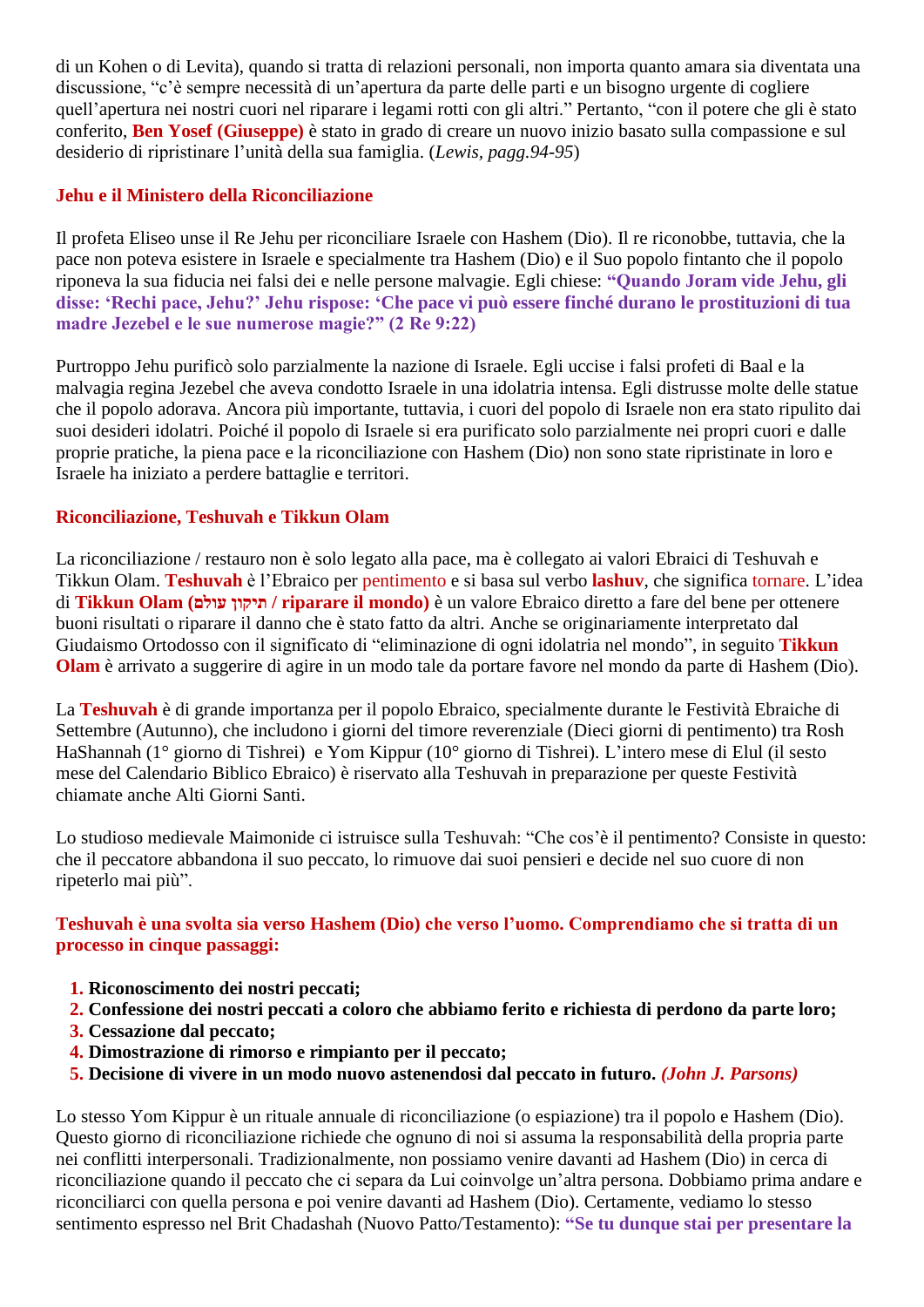di un Kohen o di Levita), quando si tratta di relazioni personali, non importa quanto amara sia diventata una discussione, "c'è sempre necessità di un'apertura da parte delle parti e un bisogno urgente di cogliere quell'apertura nei nostri cuori nel riparare i legami rotti con gli altri." Pertanto, "con il potere che gli è stato conferito, **Ben Yosef (Giuseppe)** è stato in grado di creare un nuovo inizio basato sulla compassione e sul desiderio di ripristinare l'unità della sua famiglia. (*Lewis, pagg.94-95*)

## Jehu e il Ministero della Riconciliazione

Il profeta Eliseo unse il Re Jehu per riconciliare Israele con Hashem (Dio). Il re riconobbe, tuttavia, che la pace non poteva esistere in Israele e specialmente tra Hashem (Dio) e il Suo popolo fintanto che il popolo riponeva la sua fiducia nei falsi dei e nelle persone malvagie. Egli chiese: **"Quando Joram vide Jehu, gli disse: 'Rechi pace, Jehu?' Jehu rispose: 'Che pace vi può essere finché durano le prostituzioni di tua madre Jezebel e le sue numerose magie?" (2 Re 9:22)**

Purtroppo Jehu purificò solo parzialmente la nazione di Israele. Egli uccise i falsi profeti di Baal e la malvagia regina Jezebel che aveva condotto Israele in una idolatria intensa. Egli distrusse molte delle statue che il popolo adorava. Ancora più importante, tuttavia, i cuori del popolo di Israele non era stato ripulito dai suoi desideri idolatri. Poiché il popolo di Israele si era purificato solo parzialmente nei propri cuori e dalle proprie pratiche, la piena pace e la riconciliazione con Hashem (Dio) non sono state ripristinate in loro e Israele ha iniziato a perdere battaglie e territori.

## Riconciliazione, Teshuvah e Tikkun Olam

La riconciliazione / restauro non è solo legato alla pace, ma è collegato ai valori Ebraici di Teshuvah e Tikkun Olam. **Teshuvah** è l'Ebraico per pentimento e si basa sul verbo **lashuv**, che significa tornare. L'idea di **Tikkun Olam (תיקון עולם / riparare il mondo)** è un valore Ebraico diretto a fare del bene per ottenere buoni risultati o riparare il danno che è stato fatto da altri. Anche se originariamente interpretato dal Giudaismo Ortodosso con il significato di "eliminazione di ogni idolatria nel mondo", in seguito **Tikkun Olam** è arrivato a suggerire di agire in un modo tale da portare favore nel mondo da parte di Hashem (Dio).

La **Teshuvah** è di grande importanza per il popolo Ebraico, specialmente durante le Festività Ebraiche di Settembre (Autunno), che includono i giorni del timore reverenziale (Dieci giorni di pentimento) tra Rosh HaShannah (1° giorno di Tishrei) e Yom Kippur (10° giorno di Tishrei). L'intero mese di Elul (il sesto mese del Calendario Biblico Ebraico) è riservato alla Teshuvah in preparazione per queste Festività chiamate anche Alti Giorni Santi.

Lo studioso medievale Maimonide ci istruisce sulla Teshuvah: "Che cos'è il pentimento? Consiste in questo: che il peccatore abbandona il suo peccato, lo rimuove dai suoi pensieri e decide nel suo cuore di non ripeterlo mai più".

**Teshuvah è una svolta sia verso Hashem (Dio) che verso l'uomo. Comprendiamo che si tratta di un processo in cinque passaggi:**

1. **Riconoscimento dei nostri peccati;**
2. **Confessione dei nostri peccati a coloro che abbiamo ferito e richiesta di perdono da parte loro;**
3. **Cessazione dal peccato;**
4. **Dimostrazione di rimorso e rimpianto per il peccato;**
5. **Decisione di vivere in un modo nuovo astenendosi dal peccato in futuro.** ***(John J. Parsons)***

Lo stesso Yom Kippur è un rituale annuale di riconciliazione (o espiazione) tra il popolo e Hashem (Dio). Questo giorno di riconciliazione richiede che ognuno di noi si assuma la responsabilità della propria parte nei conflitti interpersonali. Tradizionalmente, non possiamo venire davanti ad Hashem (Dio) in cerca di riconciliazione quando il peccato che ci separa da Lui coinvolge un'altra persona. Dobbiamo prima andare e riconciliarci con quella persona e poi venire davanti ad Hashem (Dio). Certamente, vediamo lo stesso sentimento espresso nel Brit Chadashah (Nuovo Patto/Testamento): **"Se tu dunque stai per presentare la**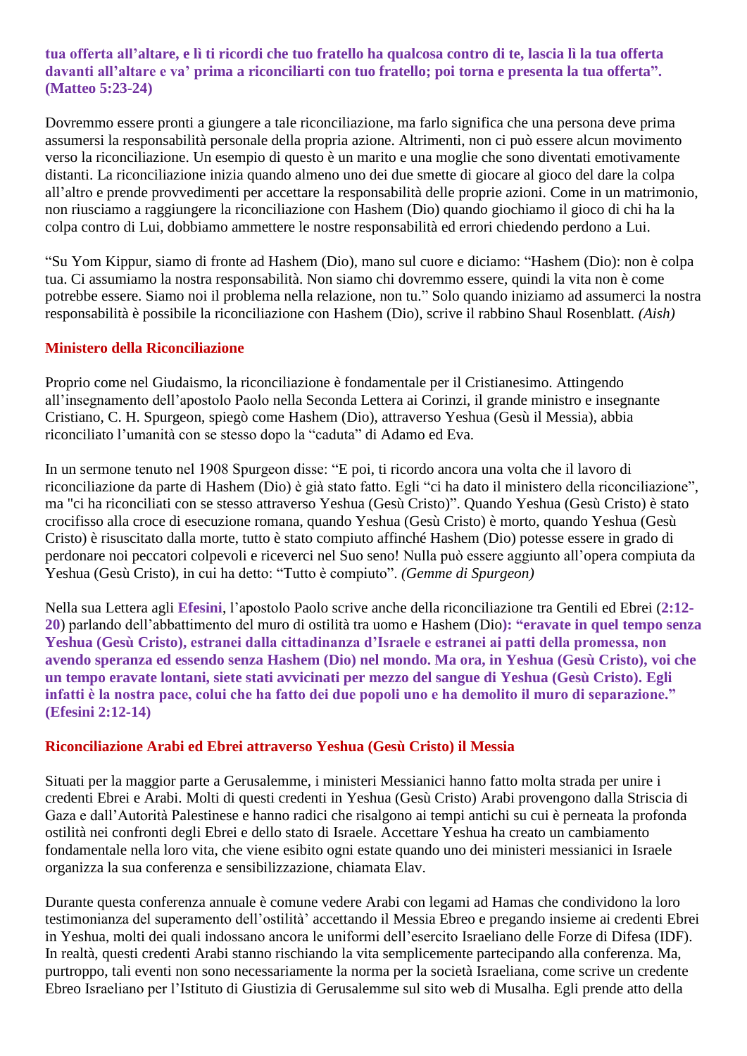**tua offerta all'altare, e lì ti ricordi che tuo fratello ha qualcosa contro di te, lascia lì la tua offerta davanti all'altare e va' prima a riconciliarti con tuo fratello; poi torna e presenta la tua offerta". (Matteo 5:23-24)**

Dovremmo essere pronti a giungere a tale riconciliazione, ma farlo significa che una persona deve prima assumersi la responsabilità personale della propria azione. Altrimenti, non ci può essere alcun movimento verso la riconciliazione. Un esempio di questo è un marito e una moglie che sono diventati emotivamente distanti. La riconciliazione inizia quando almeno uno dei due smette di giocare al gioco del dare la colpa all'altro e prende provvedimenti per accettare la responsabilità delle proprie azioni. Come in un matrimonio, non riusciamo a raggiungere la riconciliazione con Hashem (Dio) quando giochiamo il gioco di chi ha la colpa contro di Lui, dobbiamo ammettere le nostre responsabilità ed errori chiedendo perdono a Lui.

"Su Yom Kippur, siamo di fronte ad Hashem (Dio), mano sul cuore e diciamo: "Hashem (Dio): non è colpa tua. Ci assumiamo la nostra responsabilità. Non siamo chi dovremmo essere, quindi la vita non è come potrebbe essere. Siamo noi il problema nella relazione, non tu." Solo quando iniziamo ad assumerci la nostra responsabilità è possibile la riconciliazione con Hashem (Dio), scrive il rabbino Shaul Rosenblatt. *(Aish)*

## Ministero della Riconciliazione

Proprio come nel Giudaismo, la riconciliazione è fondamentale per il Cristianesimo. Attingendo all'insegnamento dell'apostolo Paolo nella Seconda Lettera ai Corinzi, il grande ministro e insegnante Cristiano, C. H. Spurgeon, spiegò come Hashem (Dio), attraverso Yeshua (Gesù il Messia), abbia riconciliato l'umanità con se stesso dopo la "caduta" di Adamo ed Eva.

In un sermone tenuto nel 1908 Spurgeon disse: "E poi, ti ricordo ancora una volta che il lavoro di riconciliazione da parte di Hashem (Dio) è già stato fatto. Egli "ci ha dato il ministero della riconciliazione", ma "ci ha riconciliati con se stesso attraverso Yeshua (Gesù Cristo)". Quando Yeshua (Gesù Cristo) è stato crocifisso alla croce di esecuzione romana, quando Yeshua (Gesù Cristo) è morto, quando Yeshua (Gesù Cristo) è risuscitato dalla morte, tutto è stato compiuto affinché Hashem (Dio) potesse essere in grado di perdonare noi peccatori colpevoli e riceverci nel Suo seno! Nulla può essere aggiunto all'opera compiuta da Yeshua (Gesù Cristo), in cui ha detto: "Tutto è compiuto". *(Gemme di Spurgeon)*

Nella sua Lettera agli **Efesini**, l'apostolo Paolo scrive anche della riconciliazione tra Gentili ed Ebrei (**2:12-20**) parlando dell'abbattimento del muro di ostilità tra uomo e Hashem (Dio)**: "eravate in quel tempo senza Yeshua (Gesù Cristo), estranei dalla cittadinanza d'Israele e estranei ai patti della promessa, non avendo speranza ed essendo senza Hashem (Dio) nel mondo. Ma ora, in Yeshua (Gesù Cristo), voi che un tempo eravate lontani, siete stati avvicinati per mezzo del sangue di Yeshua (Gesù Cristo). Egli infatti è la nostra pace, colui che ha fatto dei due popoli uno e ha demolito il muro di separazione." (Efesini 2:12-14)**

## Riconciliazione Arabi ed Ebrei attraverso Yeshua (Gesù Cristo) il Messia

Situati per la maggior parte a Gerusalemme, i ministeri Messianici hanno fatto molta strada per unire i credenti Ebrei e Arabi. Molti di questi credenti in Yeshua (Gesù Cristo) Arabi provengono dalla Striscia di Gaza e dall'Autorità Palestinese e hanno radici che risalgono ai tempi antichi su cui è perneata la profonda ostilità nei confronti degli Ebrei e dello stato di Israele. Accettare Yeshua ha creato un cambiamento fondamentale nella loro vita, che viene esibito ogni estate quando uno dei ministeri messianici in Israele organizza la sua conferenza e sensibilizzazione, chiamata Elav.

Durante questa conferenza annuale è comune vedere Arabi con legami ad Hamas che condividono la loro testimonianza del superamento dell'ostilità' accettando il Messia Ebreo e pregando insieme ai credenti Ebrei in Yeshua, molti dei quali indossano ancora le uniformi dell'esercito Israeliano delle Forze di Difesa (IDF). In realtà, questi credenti Arabi stanno rischiando la vita semplicemente partecipando alla conferenza. Ma, purtroppo, tali eventi non sono necessariamente la norma per la società Israeliana, come scrive un credente Ebreo Israeliano per l'Istituto di Giustizia di Gerusalemme sul sito web di Musalha. Egli prende atto della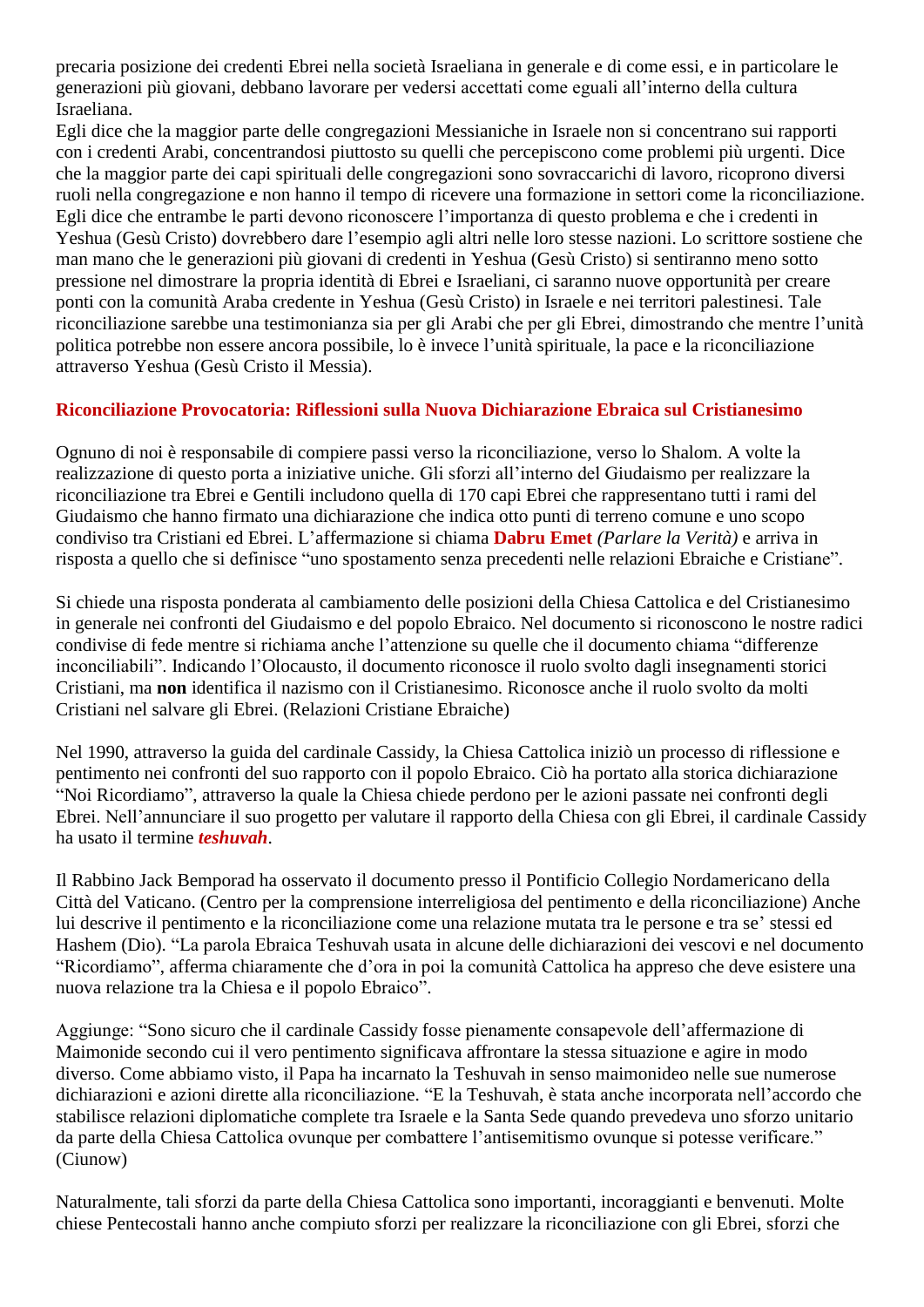precaria posizione dei credenti Ebrei nella società Israeliana in generale e di come essi, e in particolare le generazioni più giovani, debbano lavorare per vedersi accettati come eguali all'interno della cultura Israeliana.
Egli dice che la maggior parte delle congregazioni Messianiche in Israele non si concentrano sui rapporti con i credenti Arabi, concentrandosi piuttosto su quelli che percepiscono come problemi più urgenti. Dice che la maggior parte dei capi spirituali delle congregazioni sono sovraccarichi di lavoro, ricoprono diversi ruoli nella congregazione e non hanno il tempo di ricevere una formazione in settori come la riconciliazione. Egli dice che entrambe le parti devono riconoscere l'importanza di questo problema e che i credenti in Yeshua (Gesù Cristo) dovrebbero dare l'esempio agli altri nelle loro stesse nazioni. Lo scrittore sostiene che man mano che le generazioni più giovani di credenti in Yeshua (Gesù Cristo) si sentiranno meno sotto pressione nel dimostrare la propria identità di Ebrei e Israeliani, ci saranno nuove opportunità per creare ponti con la comunità Araba credente in Yeshua (Gesù Cristo) in Israele e nei territori palestinesi. Tale riconciliazione sarebbe una testimonianza sia per gli Arabi che per gli Ebrei, dimostrando che mentre l'unità politica potrebbe non essere ancora possibile, lo è invece l'unità spirituale, la pace e la riconciliazione attraverso Yeshua (Gesù Cristo il Messia).

## Riconciliazione Provocatoria: Riflessioni sulla Nuova Dichiarazione Ebraica sul Cristianesimo

Ognuno di noi è responsabile di compiere passi verso la riconciliazione, verso lo Shalom. A volte la realizzazione di questo porta a iniziative uniche. Gli sforzi all'interno del Giudaismo per realizzare la riconciliazione tra Ebrei e Gentili includono quella di 170 capi Ebrei che rappresentano tutti i rami del Giudaismo che hanno firmato una dichiarazione che indica otto punti di terreno comune e uno scopo condiviso tra Cristiani ed Ebrei. L'affermazione si chiama **Dabru Emet** *(Parlare la Verità)* e arriva in risposta a quello che si definisce "uno spostamento senza precedenti nelle relazioni Ebraiche e Cristiane".

Si chiede una risposta ponderata al cambiamento delle posizioni della Chiesa Cattolica e del Cristianesimo in generale nei confronti del Giudaismo e del popolo Ebraico. Nel documento si riconoscono le nostre radici condivise di fede mentre si richiama anche l'attenzione su quelle che il documento chiama "differenze inconciliabili". Indicando l'Olocausto, il documento riconosce il ruolo svolto dagli insegnamenti storici Cristiani, ma **non** identifica il nazismo con il Cristianesimo. Riconosce anche il ruolo svolto da molti Cristiani nel salvare gli Ebrei. (Relazioni Cristiane Ebraiche)

Nel 1990, attraverso la guida del cardinale Cassidy, la Chiesa Cattolica iniziò un processo di riflessione e pentimento nei confronti del suo rapporto con il popolo Ebraico. Ciò ha portato alla storica dichiarazione "Noi Ricordiamo", attraverso la quale la Chiesa chiede perdono per le azioni passate nei confronti degli Ebrei. Nell'annunciare il suo progetto per valutare il rapporto della Chiesa con gli Ebrei, il cardinale Cassidy ha usato il termine ***teshuvah***.

Il Rabbino Jack Bemporad ha osservato il documento presso il Pontificio Collegio Nordamericano della Città del Vaticano. (Centro per la comprensione interreligiosa del pentimento e della riconciliazione) Anche lui descrive il pentimento e la riconciliazione come una relazione mutata tra le persone e tra se' stessi ed Hashem (Dio). "La parola Ebraica Teshuvah usata in alcune delle dichiarazioni dei vescovi e nel documento "Ricordiamo", afferma chiaramente che d'ora in poi la comunità Cattolica ha appreso che deve esistere una nuova relazione tra la Chiesa e il popolo Ebraico".

Aggiunge: "Sono sicuro che il cardinale Cassidy fosse pienamente consapevole dell'affermazione di Maimonide secondo cui il vero pentimento significava affrontare la stessa situazione e agire in modo diverso. Come abbiamo visto, il Papa ha incarnato la Teshuvah in senso maimonideo nelle sue numerose dichiarazioni e azioni dirette alla riconciliazione. "E la Teshuvah, è stata anche incorporata nell'accordo che stabilisce relazioni diplomatiche complete tra Israele e la Santa Sede quando prevedeva uno sforzo unitario da parte della Chiesa Cattolica ovunque per combattere l'antisemitismo ovunque si potesse verificare." (Ciunow)

Naturalmente, tali sforzi da parte della Chiesa Cattolica sono importanti, incoraggianti e benvenuti. Molte chiese Pentecostali hanno anche compiuto sforzi per realizzare la riconciliazione con gli Ebrei, sforzi che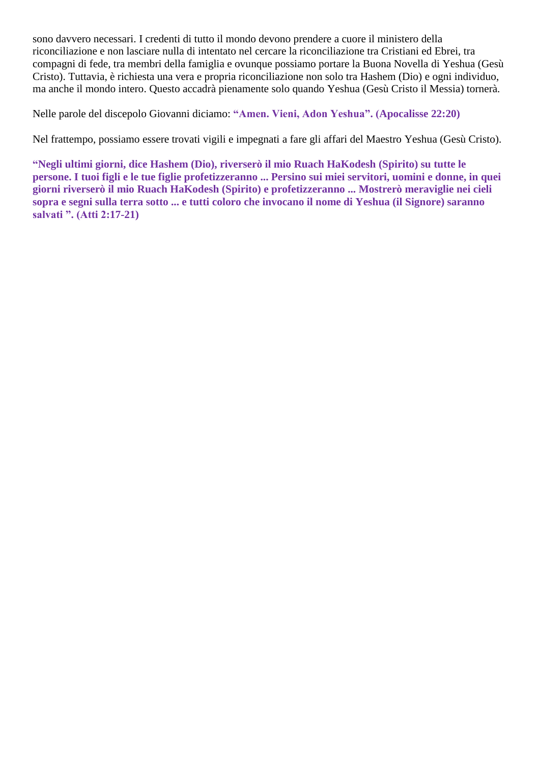sono davvero necessari. I credenti di tutto il mondo devono prendere a cuore il ministero della riconciliazione e non lasciare nulla di intentato nel cercare la riconciliazione tra Cristiani ed Ebrei, tra compagni di fede, tra membri della famiglia e ovunque possiamo portare la Buona Novella di Yeshua (Gesù Cristo). Tuttavia, è richiesta una vera e propria riconciliazione non solo tra Hashem (Dio) e ogni individuo, ma anche il mondo intero. Questo accadrà pienamente solo quando Yeshua (Gesù Cristo il Messia) tornerà.

Nelle parole del discepolo Giovanni diciamo: **"Amen. Vieni, Adon Yeshua". (Apocalisse 22:20)**

Nel frattempo, possiamo essere trovati vigili e impegnati a fare gli affari del Maestro Yeshua (Gesù Cristo).

**"Negli ultimi giorni, dice Hashem (Dio), riverserò il mio Ruach HaKodesh (Spirito) su tutte le persone. I tuoi figli e le tue figlie profetizzeranno ... Persino sui miei servitori, uomini e donne, in quei giorni riverserò il mio Ruach HaKodesh (Spirito) e profetizzeranno ... Mostrerò meraviglie nei cieli sopra e segni sulla terra sotto ... e tutti coloro che invocano il nome di Yeshua (il Signore) saranno salvati ". (Atti 2:17-21)**